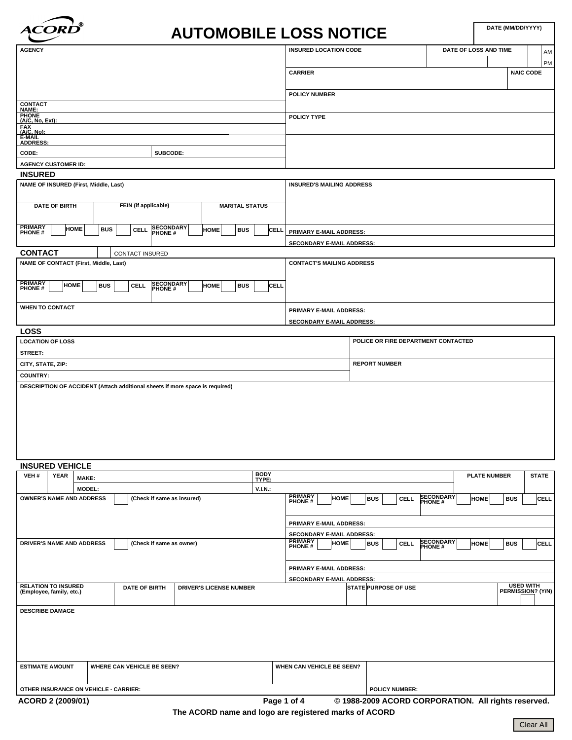# AUTOMOBILE LOSS NOTICE

ACORD®

| | |
|---|---|
| DATE (MM/DD/YYYY) | |

| AGENCY | INSURED LOCATION CODE | DATE OF LOSS AND TIME | AM / PM |
|---|---|---|---|
| | CARRIER | | NAIC CODE |
| | POLICY NUMBER | | |
| CONTACT NAME: | | | |
| PHONE (A/C, No, Ext): | POLICY TYPE | | |
| FAX (A/C, No): | | | |
| E-MAIL ADDRESS: | | | |
| CODE: / SUBCODE: | | | |
| AGENCY CUSTOMER ID: | | | |

## INSURED

| NAME OF INSURED (First, Middle, Last) | | | INSURED'S MAILING ADDRESS |
|---|---|---|---|
| DATE OF BIRTH | FEIN (if applicable) | MARITAL STATUS | |
| PRIMARY PHONE # ☐ HOME ☐ BUS ☐ CELL | SECONDARY PHONE # ☐ HOME ☐ BUS ☐ CELL | | PRIMARY E-MAIL ADDRESS: |
| | | | SECONDARY E-MAIL ADDRESS: |

## CONTACT ☐ CONTACT INSURED

| NAME OF CONTACT (First, Middle, Last) | | CONTACT'S MAILING ADDRESS |
|---|---|---|
| PRIMARY PHONE # ☐ HOME ☐ BUS ☐ CELL | SECONDARY PHONE # ☐ HOME ☐ BUS ☐ CELL | |
| WHEN TO CONTACT | | PRIMARY E-MAIL ADDRESS: |
| | | SECONDARY E-MAIL ADDRESS: |

## LOSS

| LOCATION OF LOSS | POLICE OR FIRE DEPARTMENT CONTACTED |
|---|---|
| STREET: | |
| CITY, STATE, ZIP: | REPORT NUMBER |
| COUNTRY: | |

DESCRIPTION OF ACCIDENT (Attach additional sheets if more space is required)

## INSURED VEHICLE

| VEH # | YEAR | MAKE: | BODY TYPE: | PLATE NUMBER | STATE |
|---|---|---|---|---|---|
| | | MODEL: | V.I.N.: | | |

| OWNER'S NAME AND ADDRESS ☐ (Check if same as insured) | PRIMARY PHONE # ☐ HOME ☐ BUS ☐ CELL | SECONDARY PHONE # ☐ HOME ☐ BUS ☐ CELL |
|---|---|---|
| | PRIMARY E-MAIL ADDRESS: | |
| | SECONDARY E-MAIL ADDRESS: | |

| DRIVER'S NAME AND ADDRESS ☐ (Check if same as owner) | PRIMARY PHONE # ☐ HOME ☐ BUS ☐ CELL | SECONDARY PHONE # ☐ HOME ☐ BUS ☐ CELL |
|---|---|---|
| | PRIMARY E-MAIL ADDRESS: | |
| | SECONDARY E-MAIL ADDRESS: | |

| RELATION TO INSURED (Employee, family, etc.) | DATE OF BIRTH | DRIVER'S LICENSE NUMBER | STATE | PURPOSE OF USE | USED WITH PERMISSION? (Y/N) |
|---|---|---|---|---|---|
| | | | | | |

DESCRIBE DAMAGE

| ESTIMATE AMOUNT | WHERE CAN VEHICLE BE SEEN? | WHEN CAN VEHICLE BE SEEN? | |
|---|---|---|---|
| | | | |
| OTHER INSURANCE ON VEHICLE - CARRIER: | | | POLICY NUMBER: |

ACORD 2 (2009/01) © 1988-2009 ACORD CORPORATION. All rights reserved.

The ACORD name and logo are registered marks of ACORD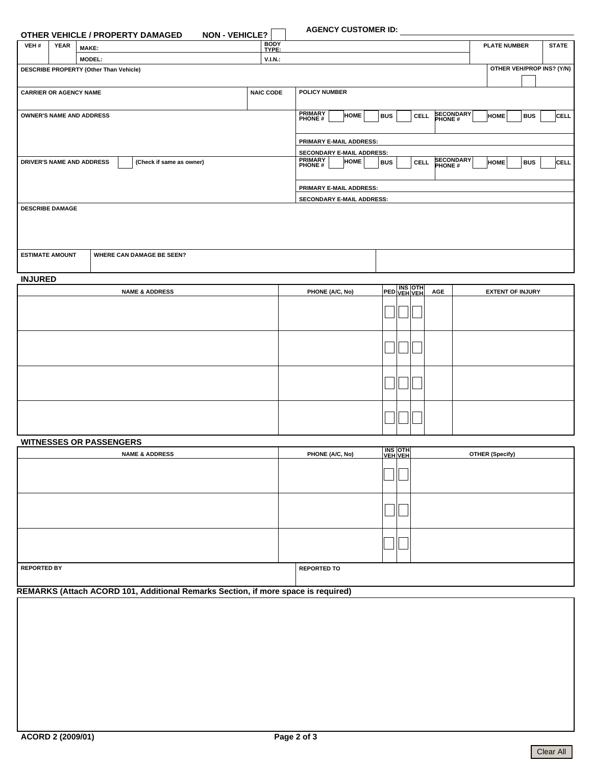**AGENCY CUSTOMER ID:**

## OTHER VEHICLE / PROPERTY DAMAGED    NON - VEHICLE? ☐

| VEH # | YEAR | MAKE: | BODY TYPE: | PLATE NUMBER | STATE |
|---|---|---|---|---|---|
| | | MODEL: | V.I.N.: | | |

| DESCRIBE PROPERTY (Other Than Vehicle) | OTHER VEH/PROP INS? (Y/N) |
|---|---|
| | ☐ |

| CARRIER OR AGENCY NAME | NAIC CODE | POLICY NUMBER |
|---|---|---|
| | | |

| OWNER'S NAME AND ADDRESS | PRIMARY PHONE # ☐ HOME ☐ BUS ☐ CELL    SECONDARY PHONE # ☐ HOME ☐ BUS ☐ CELL |
|---|---|
| | PRIMARY E-MAIL ADDRESS: |
| | SECONDARY E-MAIL ADDRESS: |

| DRIVER'S NAME AND ADDRESS ☐ (Check if same as owner) | PRIMARY PHONE # ☐ HOME ☐ BUS ☐ CELL    SECONDARY PHONE # ☐ HOME ☐ BUS ☐ CELL |
|---|---|
| | PRIMARY E-MAIL ADDRESS: |
| | SECONDARY E-MAIL ADDRESS: |

**DESCRIBE DAMAGE**

| ESTIMATE AMOUNT | WHERE CAN DAMAGE BE SEEN? | |
|---|---|---|
| | | |

## INJURED

| NAME & ADDRESS | PHONE (A/C, No) | PED | INS VEH | OTH VEH | AGE | EXTENT OF INJURY |
|---|---|---|---|---|---|---|
| | | ☐ | ☐ | ☐ | | |
| | | ☐ | ☐ | ☐ | | |
| | | ☐ | ☐ | ☐ | | |
| | | ☐ | ☐ | ☐ | | |

## WITNESSES OR PASSENGERS

| NAME & ADDRESS | PHONE (A/C, No) | INS VEH | OTH VEH | OTHER (Specify) |
|---|---|---|---|---|
| | | ☐ | ☐ | |
| | | ☐ | ☐ | |
| | | ☐ | ☐ | |

| REPORTED BY | REPORTED TO |
|---|---|
| | |

## REMARKS (Attach ACORD 101, Additional Remarks Section, if more space is required)

ACORD 2 (2009/01)

Clear All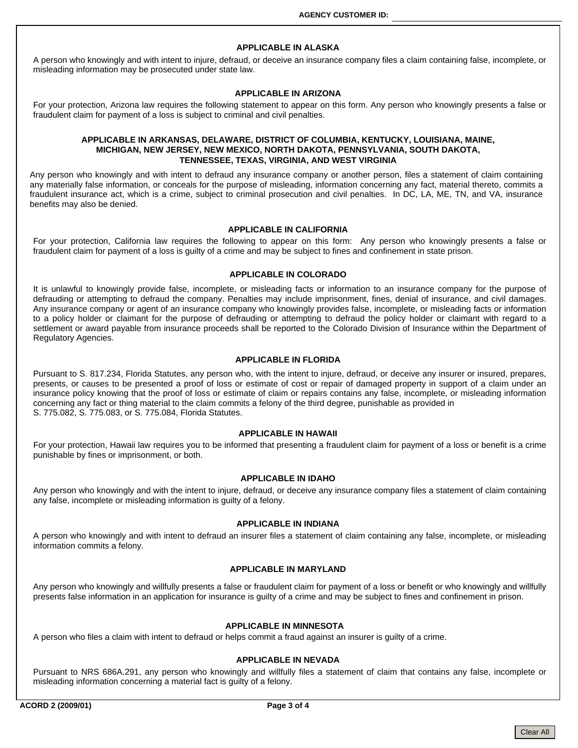AGENCY CUSTOMER ID:

### APPLICABLE IN ALASKA

A person who knowingly and with intent to injure, defraud, or deceive an insurance company files a claim containing false, incomplete, or misleading information may be prosecuted under state law.

### APPLICABLE IN ARIZONA

For your protection, Arizona law requires the following statement to appear on this form. Any person who knowingly presents a false or fraudulent claim for payment of a loss is subject to criminal and civil penalties.

### APPLICABLE IN ARKANSAS, DELAWARE, DISTRICT OF COLUMBIA, KENTUCKY, LOUISIANA, MAINE, MICHIGAN, NEW JERSEY, NEW MEXICO, NORTH DAKOTA, PENNSYLVANIA, SOUTH DAKOTA, TENNESSEE, TEXAS, VIRGINIA, AND WEST VIRGINIA

Any person who knowingly and with intent to defraud any insurance company or another person, files a statement of claim containing any materially false information, or conceals for the purpose of misleading, information concerning any fact, material thereto, commits a fraudulent insurance act, which is a crime, subject to criminal prosecution and civil penalties. In DC, LA, ME, TN, and VA, insurance benefits may also be denied.

### APPLICABLE IN CALIFORNIA

For your protection, California law requires the following to appear on this form: Any person who knowingly presents a false or fraudulent claim for payment of a loss is guilty of a crime and may be subject to fines and confinement in state prison.

### APPLICABLE IN COLORADO

It is unlawful to knowingly provide false, incomplete, or misleading facts or information to an insurance company for the purpose of defrauding or attempting to defraud the company. Penalties may include imprisonment, fines, denial of insurance, and civil damages. Any insurance company or agent of an insurance company who knowingly provides false, incomplete, or misleading facts or information to a policy holder or claimant for the purpose of defrauding or attempting to defraud the policy holder or claimant with regard to a settlement or award payable from insurance proceeds shall be reported to the Colorado Division of Insurance within the Department of Regulatory Agencies.

### APPLICABLE IN FLORIDA

Pursuant to S. 817.234, Florida Statutes, any person who, with the intent to injure, defraud, or deceive any insurer or insured, prepares, presents, or causes to be presented a proof of loss or estimate of cost or repair of damaged property in support of a claim under an insurance policy knowing that the proof of loss or estimate of claim or repairs contains any false, incomplete, or misleading information concerning any fact or thing material to the claim commits a felony of the third degree, punishable as provided in S. 775.082, S. 775.083, or S. 775.084, Florida Statutes.

### APPLICABLE IN HAWAII

For your protection, Hawaii law requires you to be informed that presenting a fraudulent claim for payment of a loss or benefit is a crime punishable by fines or imprisonment, or both.

### APPLICABLE IN IDAHO

Any person who knowingly and with the intent to injure, defraud, or deceive any insurance company files a statement of claim containing any false, incomplete or misleading information is guilty of a felony.

### APPLICABLE IN INDIANA

A person who knowingly and with intent to defraud an insurer files a statement of claim containing any false, incomplete, or misleading information commits a felony.

### APPLICABLE IN MARYLAND

Any person who knowingly and willfully presents a false or fraudulent claim for payment of a loss or benefit or who knowingly and willfully presents false information in an application for insurance is guilty of a crime and may be subject to fines and confinement in prison.

### APPLICABLE IN MINNESOTA

A person who files a claim with intent to defraud or helps commit a fraud against an insurer is guilty of a crime.

### APPLICABLE IN NEVADA

Pursuant to NRS 686A.291, any person who knowingly and willfully files a statement of claim that contains any false, incomplete or misleading information concerning a material fact is guilty of a felony.

ACORD 2 (2009/01)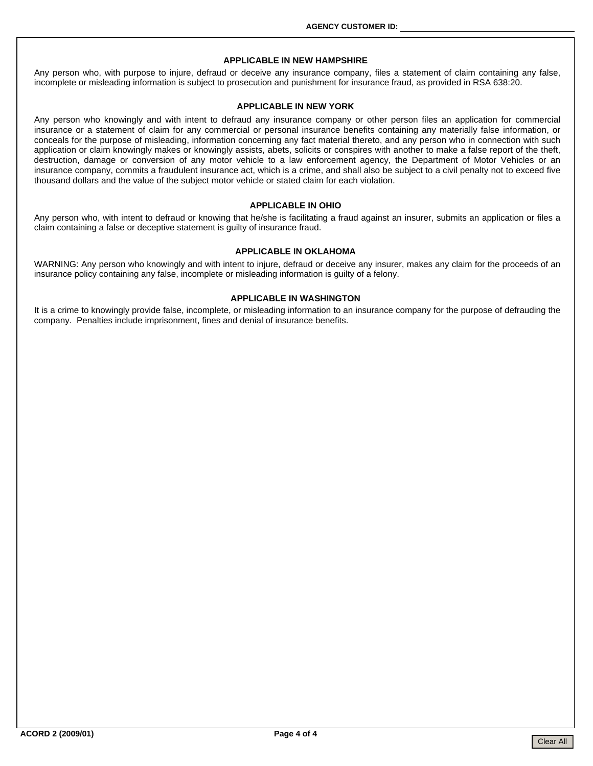AGENCY CUSTOMER ID:

### APPLICABLE IN NEW HAMPSHIRE

Any person who, with purpose to injure, defraud or deceive any insurance company, files a statement of claim containing any false, incomplete or misleading information is subject to prosecution and punishment for insurance fraud, as provided in RSA 638:20.

### APPLICABLE IN NEW YORK

Any person who knowingly and with intent to defraud any insurance company or other person files an application for commercial insurance or a statement of claim for any commercial or personal insurance benefits containing any materially false information, or conceals for the purpose of misleading, information concerning any fact material thereto, and any person who in connection with such application or claim knowingly makes or knowingly assists, abets, solicits or conspires with another to make a false report of the theft, destruction, damage or conversion of any motor vehicle to a law enforcement agency, the Department of Motor Vehicles or an insurance company, commits a fraudulent insurance act, which is a crime, and shall also be subject to a civil penalty not to exceed five thousand dollars and the value of the subject motor vehicle or stated claim for each violation.

### APPLICABLE IN OHIO

Any person who, with intent to defraud or knowing that he/she is facilitating a fraud against an insurer, submits an application or files a claim containing a false or deceptive statement is guilty of insurance fraud.

### APPLICABLE IN OKLAHOMA

WARNING: Any person who knowingly and with intent to injure, defraud or deceive any insurer, makes any claim for the proceeds of an insurance policy containing any false, incomplete or misleading information is guilty of a felony.

### APPLICABLE IN WASHINGTON

It is a crime to knowingly provide false, incomplete, or misleading information to an insurance company for the purpose of defrauding the company. Penalties include imprisonment, fines and denial of insurance benefits.

ACORD 2 (2009/01)

Clear All